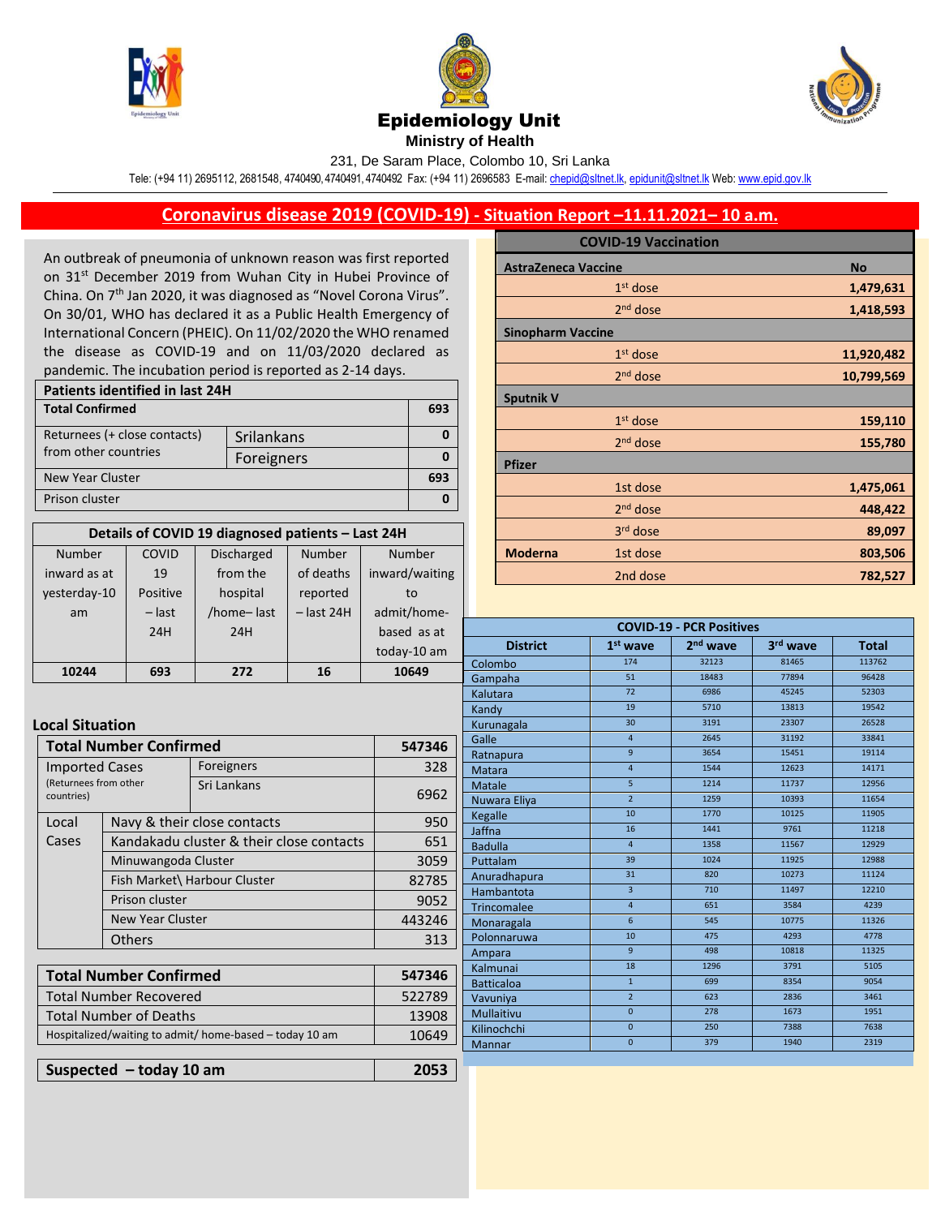# Epidemiology Unit

**Ministry of Health**

231, De Saram Place, Colombo 10, Sri Lanka

Tele: (+94 11) 2695112, 2681548, 4740490, 4740491, 4740492 Fax: (+94 11) 2696583 E-mail: chepid@sltnet.lk, epidunit@sltnet.lk Web: www.epid.gov.lk

## Coronavirus disease 2019 (COVID-19) - Situation Report –11.11.2021– 10 a.m.

An outbreak of pneumonia of unknown reason was first reported on 31st December 2019 from Wuhan City in Hubei Province of China. On 7th Jan 2020, it was diagnosed as "Novel Corona Virus". On 30/01, WHO has declared it as a Public Health Emergency of International Concern (PHEIC). On 11/02/2020 the WHO renamed the disease as COVID-19 and on 11/03/2020 declared as pandemic. The incubation period is reported as 2-14 days.

| Patients identified in last 24H | | |
|---|---|---|
| **Total Confirmed** | | **693** |
| Returnees (+ close contacts) from other countries | Srilankans | 0 |
| | Foreigners | 0 |
| New Year Cluster | | 693 |
| Prison cluster | | 0 |

| Details of COVID 19 diagnosed patients – Last 24H | | | | |
|---|---|---|---|---|
| Number inward as at yesterday-10 am | COVID 19 Positive – last 24H | Discharged from the hospital /home– last 24H | Number of deaths reported – last 24H | Number inward/waiting to admit/home-based as at today-10 am |
| **10244** | **693** | **272** | **16** | **10649** |

### Local Situation

| **Total Number Confirmed** | | | **547346** |
|---|---|---|---|
| Imported Cases (Returnees from other countries) | | Foreigners | 328 |
| | | Sri Lankans | 6962 |
| Local Cases | Navy & their close contacts | | 950 |
| | Kandakadu cluster & their close contacts | | 651 |
| | Minuwangoda Cluster | | 3059 |
| | Fish Market\ Harbour Cluster | | 82785 |
| | Prison cluster | | 9052 |
| | New Year Cluster | | 443246 |
| | Others | | 313 |

| **Total Number Confirmed** | **547346** |
|---|---|
| Total Number Recovered | 522789 |
| Total Number of Deaths | 13908 |
| Hospitalized/waiting to admit/ home-based – today 10 am | 10649 |

| **Suspected – today 10 am** | **2053** |
|---|---|

| COVID-19 Vaccination | | |
|---|---|---|
| **AstraZeneca Vaccine** | | **No** |
| | 1st dose | **1,479,631** |
| | 2nd dose | **1,418,593** |
| **Sinopharm Vaccine** | | |
| | 1st dose | **11,920,482** |
| | 2nd dose | **10,799,569** |
| **Sputnik V** | | |
| | 1st dose | **159,110** |
| | 2nd dose | **155,780** |
| **Pfizer** | | |
| | 1st dose | **1,475,061** |
| | 2nd dose | **448,422** |
| | 3rd dose | **89,097** |
| **Moderna** | 1st dose | **803,506** |
| | 2nd dose | **782,527** |

| COVID-19 - PCR Positives | | | | |
|---|---|---|---|---|
| **District** | **1st wave** | **2nd wave** | **3rd wave** | **Total** |
| Colombo | 174 | 32123 | 81465 | 113762 |
| Gampaha | 51 | 18483 | 77894 | 96428 |
| Kalutara | 72 | 6986 | 45245 | 52303 |
| Kandy | 19 | 5710 | 13813 | 19542 |
| Kurunagala | 30 | 3191 | 23307 | 26528 |
| Galle | 4 | 2645 | 31192 | 33841 |
| Ratnapura | 9 | 3654 | 15451 | 19114 |
| Matara | 4 | 1544 | 12623 | 14171 |
| Matale | 5 | 1214 | 11737 | 12956 |
| Nuwara Eliya | 2 | 1259 | 10393 | 11654 |
| Kegalle | 10 | 1770 | 10125 | 11905 |
| Jaffna | 16 | 1441 | 9761 | 11218 |
| Badulla | 4 | 1358 | 11567 | 12929 |
| Puttalam | 39 | 1024 | 11925 | 12988 |
| Anuradhapura | 31 | 820 | 10273 | 11124 |
| Hambantota | 3 | 710 | 11497 | 12210 |
| Trincomalee | 4 | 651 | 3584 | 4239 |
| Monaragala | 6 | 545 | 10775 | 11326 |
| Polonnaruwa | 10 | 475 | 4293 | 4778 |
| Ampara | 9 | 498 | 10818 | 11325 |
| Kalmunai | 18 | 1296 | 3791 | 5105 |
| Batticaloa | 1 | 699 | 8354 | 9054 |
| Vavuniya | 2 | 623 | 2836 | 3461 |
| Mullaitivu | 0 | 278 | 1673 | 1951 |
| Kilinochchi | 0 | 250 | 7388 | 7638 |
| Mannar | 0 | 379 | 1940 | 2319 |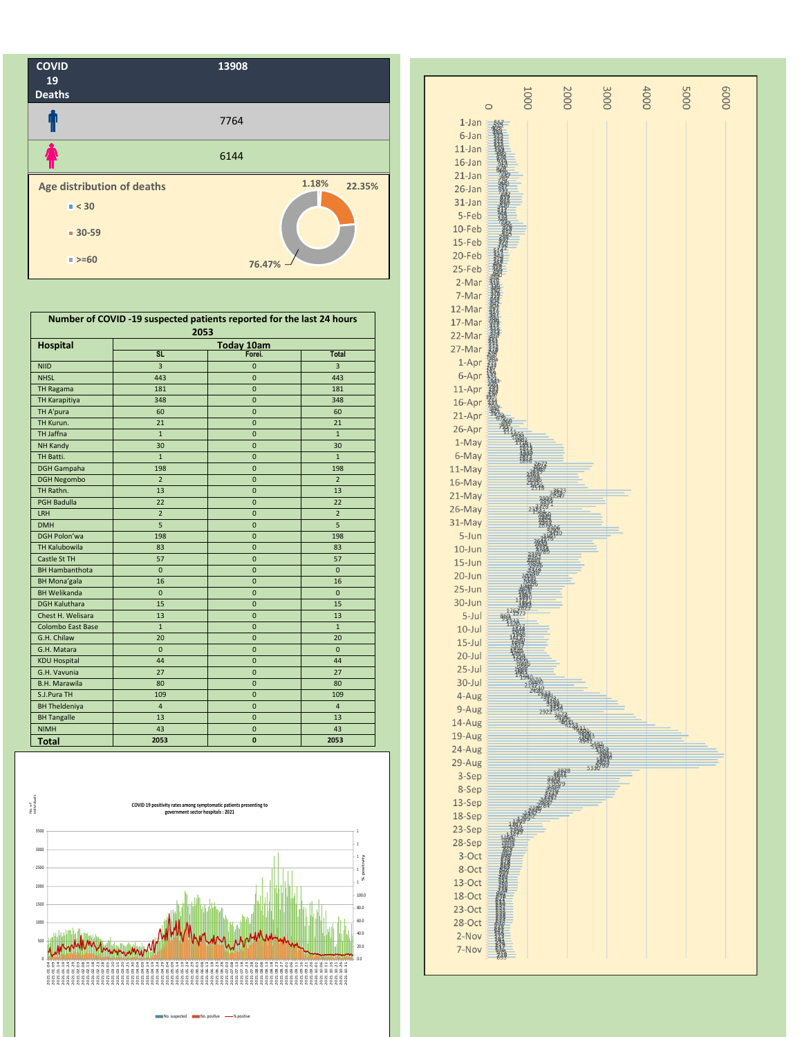| COVID 19 Deaths | 13908 |
|---|---|
| (male) | 7764 |
| (female) | 6144 |

**Age distribution of deaths**

- < 30
- 30-59
- >=60

1.18%
22.35%
76.47%

| Number of COVID -19 suspected patients reported for the last 24 hours 2053 | | | |
|---|---|---|---|
| **Hospital** | **Today 10am** | | |
| | SL | Forei. | Total |
| NIID | 3 | 0 | 3 |
| NHSL | 443 | 0 | 443 |
| TH Ragama | 181 | 0 | 181 |
| TH Karapitiya | 348 | 0 | 348 |
| TH A'pura | 60 | 0 | 60 |
| TH Kurun. | 21 | 0 | 21 |
| TH Jaffna | 1 | 0 | 1 |
| NH Kandy | 30 | 0 | 30 |
| TH Batti. | 1 | 0 | 1 |
| DGH Gampaha | 198 | 0 | 198 |
| DGH Negombo | 2 | 0 | 2 |
| TH Rathn. | 13 | 0 | 13 |
| PGH Badulla | 22 | 0 | 22 |
| LRH | 2 | 0 | 2 |
| DMH | 5 | 0 | 5 |
| DGH Polon'wa | 198 | 0 | 198 |
| TH Kalubowila | 83 | 0 | 83 |
| Castle St TH | 57 | 0 | 57 |
| BH Hambanthota | 0 | 0 | 0 |
| BH Mona'gala | 16 | 0 | 16 |
| BH Welikanda | 0 | 0 | 0 |
| DGH Kaluthara | 15 | 0 | 15 |
| Chest H. Welisara | 13 | 0 | 13 |
| Colombo East Base | 1 | 0 | 1 |
| G.H. Chilaw | 20 | 0 | 20 |
| G.H. Matara | 0 | 0 | 0 |
| KDU Hospital | 44 | 0 | 44 |
| G.H. Vavunia | 27 | 0 | 27 |
| B.H. Marawila | 80 | 0 | 80 |
| S.J.Pura TH | 109 | 0 | 109 |
| BH Theldeniya | 4 | 0 | 4 |
| BH Tangalle | 13 | 0 | 13 |
| NIMH | 43 | 0 | 43 |
| **Total** | **2053** | **0** | **2053** |

COVID 19 positivity rates among symptomatic patients presenting to government sector hospitals : 2021

No. of individuals

% positivity

No. suspected
No. positive
% positive